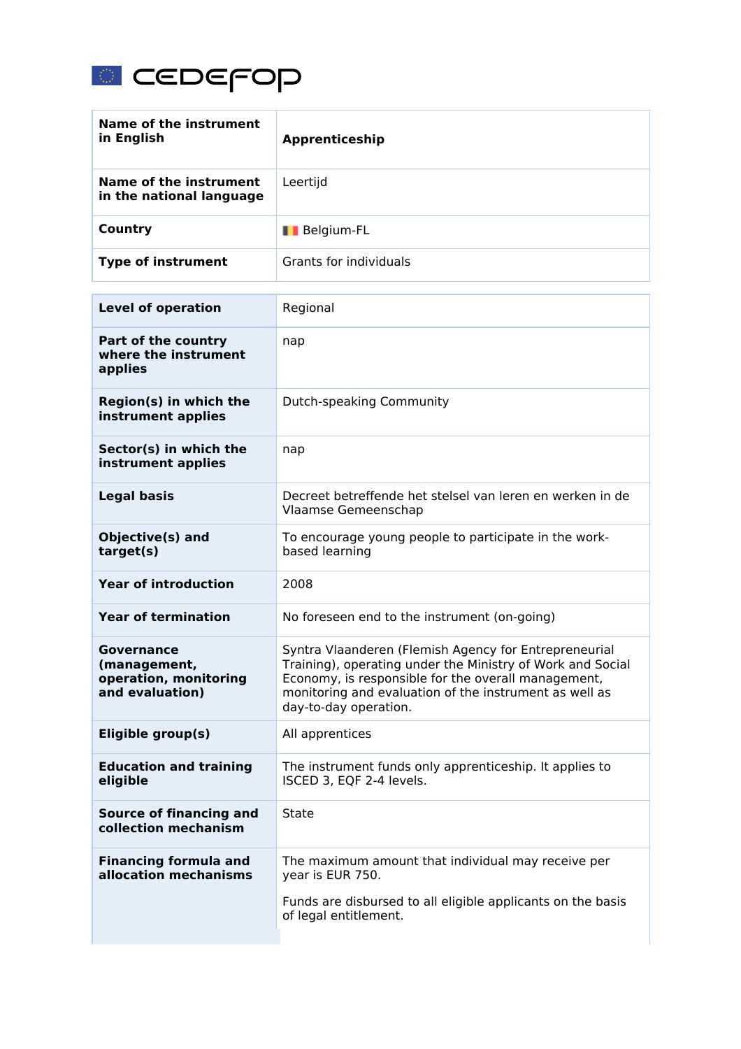| Name of the instrument in English | **Apprenticeship** |
|---|---|
| Name of the instrument in the national language | Leertijd |
| Country | Belgium-FL |
| Type of instrument | Grants for individuals |

| Level of operation | Regional |
|---|---|
| Part of the country where the instrument applies | nap |
| Region(s) in which the instrument applies | Dutch-speaking Community |
| Sector(s) in which the instrument applies | nap |
| Legal basis | Decreet betreffende het stelsel van leren en werken in de Vlaamse Gemeenschap |
| Objective(s) and target(s) | To encourage young people to participate in the work-based learning |
| Year of introduction | 2008 |
| Year of termination | No foreseen end to the instrument (on-going) |
| Governance (management, operation, monitoring and evaluation) | Syntra Vlaanderen (Flemish Agency for Entrepreneurial Training), operating under the Ministry of Work and Social Economy, is responsible for the overall management, monitoring and evaluation of the instrument as well as day-to-day operation. |
| Eligible group(s) | All apprentices |
| Education and training eligible | The instrument funds only apprenticeship. It applies to ISCED 3, EQF 2-4 levels. |
| Source of financing and collection mechanism | State |
| Financing formula and allocation mechanisms | The maximum amount that individual may receive per year is EUR 750.<br><br>Funds are disbursed to all eligible applicants on the basis of legal entitlement. |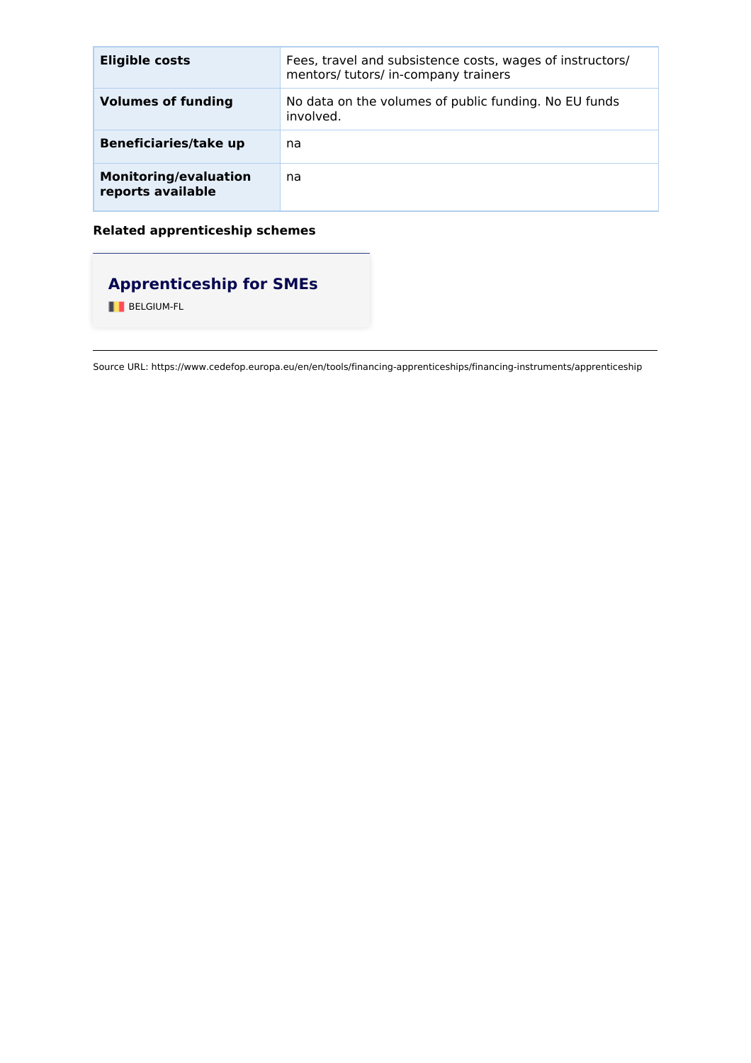| | |
|---|---|
| **Eligible costs** | Fees, travel and subsistence costs, wages of instructors/ mentors/ tutors/ in-company trainers |
| **Volumes of funding** | No data on the volumes of public funding. No EU funds involved. |
| **Beneficiaries/take up** | na |
| **Monitoring/evaluation reports available** | na |

**Related apprenticeship schemes**

### Apprenticeship for SMEs

BELGIUM-FL

Source URL: https://www.cedefop.europa.eu/en/en/tools/financing-apprenticeships/financing-instruments/apprenticeship